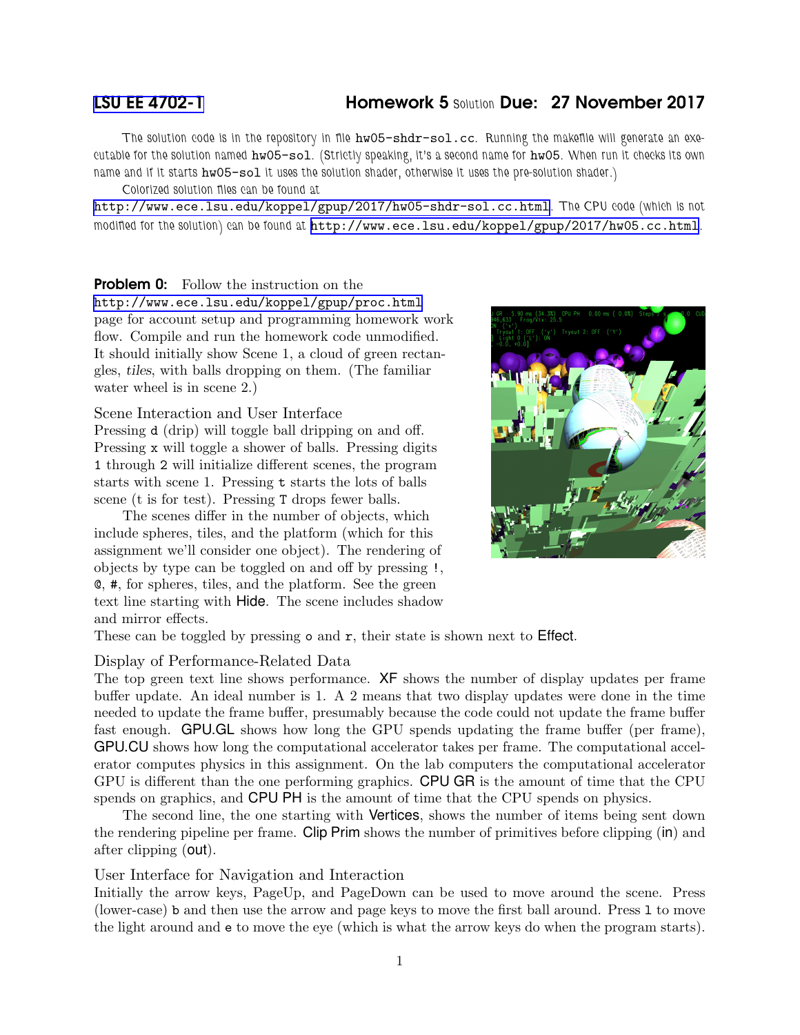LSU EE 4702-1 **Homework 5** Solution **Due: 27 November 2017**

The solution code is in the repository in file `hw05-shdr-sol.cc`. Running the makefile will generate an executable for the solution named `hw05-sol`. (Strictly speaking, it's a second name for `hw05`. When run it checks its own name and if it starts `hw05-sol` it uses the solution shader, otherwise it uses the pre-solution shader.)

Colorized solution files can be found at http://www.ece.lsu.edu/koppel/gpup/2017/hw05-shdr-sol.cc.html. The CPU code (which is not modified for the solution) can be found at http://www.ece.lsu.edu/koppel/gpup/2017/hw05.cc.html.

**Problem 0:** Follow the instruction on the http://www.ece.lsu.edu/koppel/gpup/proc.html page for account setup and programming homework work flow. Compile and run the homework code unmodified. It should initially show Scene 1, a cloud of green rectangles, *tiles*, with balls dropping on them. (The familiar water wheel is in scene 2.)

### Scene Interaction and User Interface

Pressing `d` (drip) will toggle ball dripping on and off. Pressing `x` will toggle a shower of balls. Pressing digits `1` through `2` will initialize different scenes, the program starts with scene 1. Pressing `t` starts the lots of balls scene (t is for test). Pressing `T` drops fewer balls.

The scenes differ in the number of objects, which include spheres, tiles, and the platform (which for this assignment we'll consider one object). The rendering of objects by type can be toggled on and off by pressing `!`, `@`, `#`, for spheres, tiles, and the platform. See the green text line starting with Hide. The scene includes shadow and mirror effects. These can be toggled by pressing `o` and `r`, their state is shown next to Effect.

### Display of Performance-Related Data

The top green text line shows performance. XF shows the number of display updates per frame buffer update. An ideal number is 1. A 2 means that two display updates were done in the time needed to update the frame buffer, presumably because the code could not update the frame buffer fast enough. GPU.GL shows how long the GPU spends updating the frame buffer (per frame), GPU.CU shows how long the computational accelerator takes per frame. The computational accelerator computes physics in this assignment. On the lab computers the computational accelerator GPU is different than the one performing graphics. CPU GR is the amount of time that the CPU spends on graphics, and CPU PH is the amount of time that the CPU spends on physics.

The second line, the one starting with Vertices, shows the number of items being sent down the rendering pipeline per frame. Clip Prim shows the number of primitives before clipping (in) and after clipping (out).

### User Interface for Navigation and Interaction

Initially the arrow keys, PageUp, and PageDown can be used to move around the scene. Press (lower-case) `b` and then use the arrow and page keys to move the first ball around. Press `l` to move the light around and `e` to move the eye (which is what the arrow keys do when the program starts).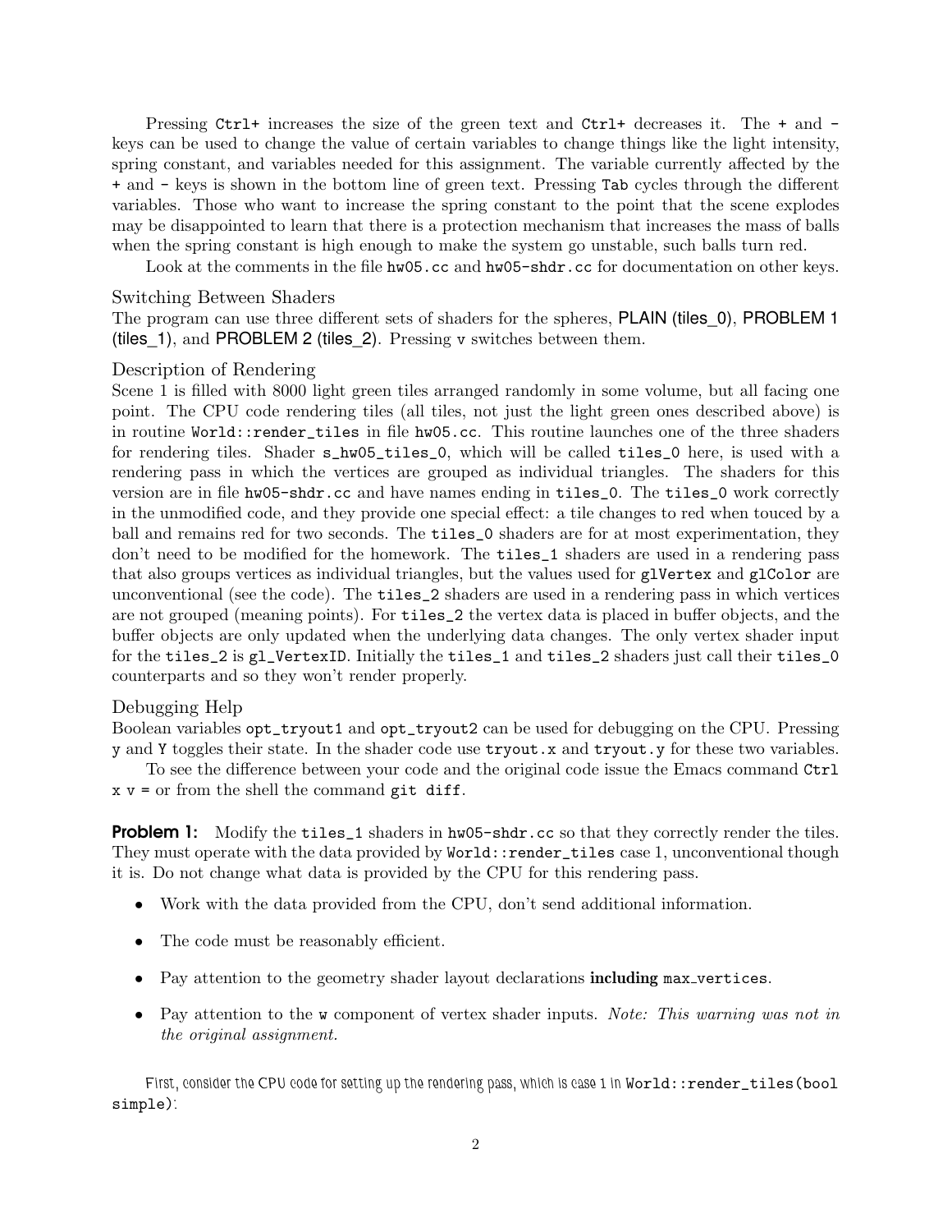Pressing `Ctrl+` increases the size of the green text and `Ctrl+` decreases it. The `+` and `-` keys can be used to change the value of certain variables to change things like the light intensity, spring constant, and variables needed for this assignment. The variable currently affected by the `+` and `-` keys is shown in the bottom line of green text. Pressing `Tab` cycles through the different variables. Those who want to increase the spring constant to the point that the scene explodes may be disappointed to learn that there is a protection mechanism that increases the mass of balls when the spring constant is high enough to make the system go unstable, such balls turn red.

Look at the comments in the file `hw05.cc` and `hw05-shdr.cc` for documentation on other keys.

### Switching Between Shaders

The program can use three different sets of shaders for the spheres, PLAIN (tiles_0), PROBLEM 1 (tiles_1), and PROBLEM 2 (tiles_2). Pressing `v` switches between them.

### Description of Rendering

Scene 1 is filled with 8000 light green tiles arranged randomly in some volume, but all facing one point. The CPU code rendering tiles (all tiles, not just the light green ones described above) is in routine `World::render_tiles` in file `hw05.cc`. This routine launches one of the three shaders for rendering tiles. Shader `s_hw05_tiles_0`, which will be called `tiles_0` here, is used with a rendering pass in which the vertices are grouped as individual triangles. The shaders for this version are in file `hw05-shdr.cc` and have names ending in `tiles_0`. The `tiles_0` work correctly in the unmodified code, and they provide one special effect: a tile changes to red when touced by a ball and remains red for two seconds. The `tiles_0` shaders are for at most experimentation, they don't need to be modified for the homework. The `tiles_1` shaders are used in a rendering pass that also groups vertices as individual triangles, but the values used for `glVertex` and `glColor` are unconventional (see the code). The `tiles_2` shaders are used in a rendering pass in which vertices are not grouped (meaning points). For `tiles_2` the vertex data is placed in buffer objects, and the buffer objects are only updated when the underlying data changes. The only vertex shader input for the `tiles_2` is `gl_VertexID`. Initially the `tiles_1` and `tiles_2` shaders just call their `tiles_0` counterparts and so they won't render properly.

### Debugging Help

Boolean variables `opt_tryout1` and `opt_tryout2` can be used for debugging on the CPU. Pressing `y` and `Y` toggles their state. In the shader code use `tryout.x` and `tryout.y` for these two variables.

To see the difference between your code and the original code issue the Emacs command `Ctrl x v =` or from the shell the command `git diff`.

**Problem 1:** Modify the `tiles_1` shaders in `hw05-shdr.cc` so that they correctly render the tiles. They must operate with the data provided by `World::render_tiles` case 1, unconventional though it is. Do not change what data is provided by the CPU for this rendering pass.

- Work with the data provided from the CPU, don't send additional information.
- The code must be reasonably efficient.
- Pay attention to the geometry shader layout declarations **including** `max_vertices`.
- Pay attention to the `w` component of vertex shader inputs. *Note: This warning was not in the original assignment.*

First, consider the CPU code for setting up the rendering pass, which is case 1 in `World::render_tiles(bool simple)`: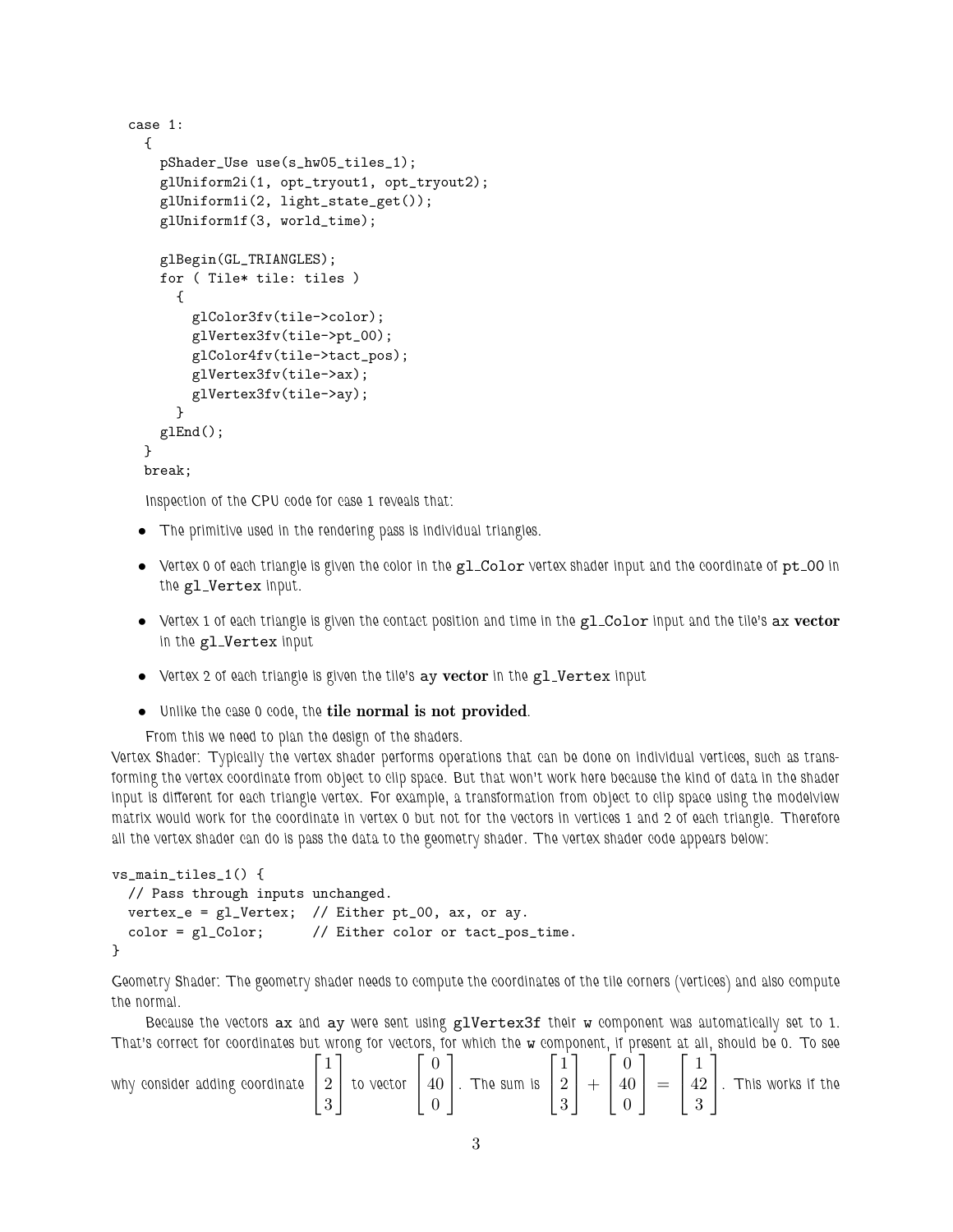```
case 1:
  {
    pShader_Use use(s_hw05_tiles_1);
    glUniform2i(1, opt_tryout1, opt_tryout2);
    glUniform1i(2, light_state_get());
    glUniform1f(3, world_time);

    glBegin(GL_TRIANGLES);
    for ( Tile* tile: tiles )
      {
        glColor3fv(tile->color);
        glVertex3fv(tile->pt_00);
        glColor4fv(tile->tact_pos);
        glVertex3fv(tile->ax);
        glVertex3fv(tile->ay);
      }
    glEnd();
  }
  break;
```

Inspection of the CPU code for case 1 reveals that:

- The primitive used in the rendering pass is individual triangles.
- Vertex 0 of each triangle is given the color in the `gl_Color` vertex shader input and the coordinate of `pt_00` in the `gl_Vertex` input.
- Vertex 1 of each triangle is given the contact position and time in the `gl_Color` input and the tile's `ax` **vector** in the `gl_Vertex` input
- Vertex 2 of each triangle is given the tile's `ay` **vector** in the `gl_Vertex` input
- Unlike the case 0 code, the **tile normal is not provided**.

From this we need to plan the design of the shaders.

Vertex Shader: Typically the vertex shader performs operations that can be done on individual vertices, such as transforming the vertex coordinate from object to clip space. But that won't work here because the kind of data in the shader input is different for each triangle vertex. For example, a transformation from object to clip space using the modelview matrix would work for the coordinate in vertex 0 but not for the vectors in vertices 1 and 2 of each triangle. Therefore all the vertex shader can do is pass the data to the geometry shader. The vertex shader code appears below:

```
vs_main_tiles_1() {
  // Pass through inputs unchanged.
  vertex_e = gl_Vertex;  // Either pt_00, ax, or ay.
  color = gl_Color;      // Either color or tact_pos_time.
}
```

Geometry Shader: The geometry shader needs to compute the coordinates of the tile corners (vertices) and also compute the normal.

Because the vectors `ax` and `ay` were sent using `glVertex3f` their `w` component was automatically set to 1. That's correct for coordinates but wrong for vectors, for which the `w` component, if present at all, should be 0. To see why consider adding coordinate $\begin{bmatrix} 1 \\ 2 \\ 3 \end{bmatrix}$ to vector $\begin{bmatrix} 0 \\ 40 \\ 0 \end{bmatrix}$. The sum is $\begin{bmatrix} 1 \\ 2 \\ 3 \end{bmatrix} + \begin{bmatrix} 0 \\ 40 \\ 0 \end{bmatrix} = \begin{bmatrix} 1 \\ 42 \\ 3 \end{bmatrix}$. This works if the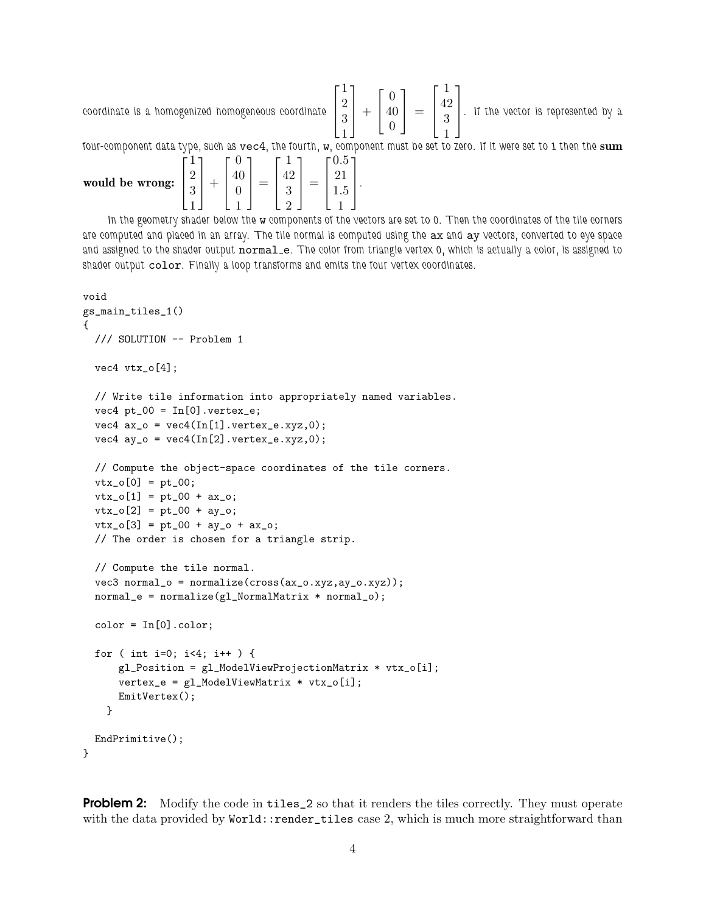coordinate is a homogenized homogeneous coordinate $\begin{bmatrix}1\\2\\3\\1\end{bmatrix} + \begin{bmatrix}0\\40\\0\end{bmatrix} = \begin{bmatrix}1\\42\\3\\1\end{bmatrix}$. If the vector is represented by a four-component data type, such as `vec4`, the fourth, `w`, component must be set to zero. If it were set to 1 then the **sum would be wrong:** $\begin{bmatrix}1\\2\\3\\1\end{bmatrix} + \begin{bmatrix}0\\40\\0\\1\end{bmatrix} = \begin{bmatrix}1\\42\\3\\2\end{bmatrix} = \begin{bmatrix}0.5\\21\\1.5\\1\end{bmatrix}$.

In the geometry shader below the `w` components of the vectors are set to 0. Then the coordinates of the tile corners are computed and placed in an array. The tile normal is computed using the `ax` and `ay` vectors, converted to eye space and assigned to the shader output `normal_e`. The color from triangle vertex 0, which is actually a color, is assigned to shader output `color`. Finally a loop transforms and emits the four vertex coordinates.

```
void
gs_main_tiles_1()
{
  /// SOLUTION -- Problem 1

  vec4 vtx_o[4];

  // Write tile information into appropriately named variables.
  vec4 pt_00 = In[0].vertex_e;
  vec4 ax_o = vec4(In[1].vertex_e.xyz,0);
  vec4 ay_o = vec4(In[2].vertex_e.xyz,0);

  // Compute the object-space coordinates of the tile corners.
  vtx_o[0] = pt_00;
  vtx_o[1] = pt_00 + ax_o;
  vtx_o[2] = pt_00 + ay_o;
  vtx_o[3] = pt_00 + ay_o + ax_o;
  // The order is chosen for a triangle strip.

  // Compute the tile normal.
  vec3 normal_o = normalize(cross(ax_o.xyz,ay_o.xyz));
  normal_e = normalize(gl_NormalMatrix * normal_o);

  color = In[0].color;

  for ( int i=0; i<4; i++ ) {
      gl_Position = gl_ModelViewProjectionMatrix * vtx_o[i];
      vertex_e = gl_ModelViewMatrix * vtx_o[i];
      EmitVertex();
    }

  EndPrimitive();
}
```

**Problem 2:** Modify the code in `tiles_2` so that it renders the tiles correctly. They must operate with the data provided by `World::render_tiles` case 2, which is much more straightforward than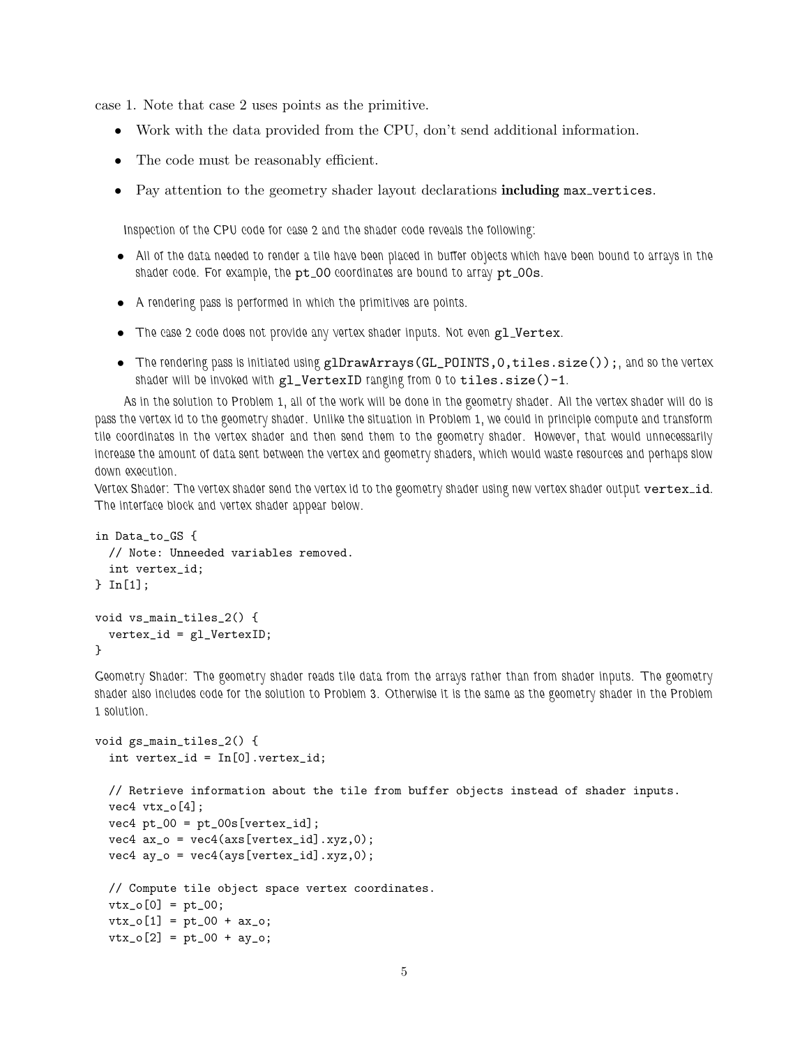case 1. Note that case 2 uses points as the primitive.

- Work with the data provided from the CPU, don't send additional information.
- The code must be reasonably efficient.
- Pay attention to the geometry shader layout declarations **including** `max_vertices`.

Inspection of the CPU code for case 2 and the shader code reveals the following:

- All of the data needed to render a tile have been placed in buffer objects which have been bound to arrays in the shader code. For example, the `pt_00` coordinates are bound to array `pt_00s`.
- A rendering pass is performed in which the primitives are points.
- The case 2 code does not provide any vertex shader inputs. Not even `gl_Vertex`.
- The rendering pass is initiated using `glDrawArrays(GL_POINTS,0,tiles.size());`, and so the vertex shader will be invoked with `gl_VertexID` ranging from 0 to `tiles.size()-1`.

As in the solution to Problem 1, all of the work will be done in the geometry shader. All the vertex shader will do is pass the vertex id to the geometry shader. Unlike the situation in Problem 1, we could in principle compute and transform tile coordinates in the vertex shader and then send them to the geometry shader. However, that would unnecessarily increase the amount of data sent between the vertex and geometry shaders, which would waste resources and perhaps slow down execution.

Vertex Shader: The vertex shader send the vertex id to the geometry shader using new vertex shader output `vertex_id`. The interface block and vertex shader appear below.

```
in Data_to_GS {
  // Note: Unneeded variables removed.
  int vertex_id;
} In[1];

void vs_main_tiles_2() {
  vertex_id = gl_VertexID;
}
```

Geometry Shader: The geometry shader reads tile data from the arrays rather than from shader inputs. The geometry shader also includes code for the solution to Problem 3. Otherwise it is the same as the geometry shader in the Problem 1 solution.

```
void gs_main_tiles_2() {
  int vertex_id = In[0].vertex_id;

  // Retrieve information about the tile from buffer objects instead of shader inputs.
  vec4 vtx_o[4];
  vec4 pt_00 = pt_00s[vertex_id];
  vec4 ax_o = vec4(axs[vertex_id].xyz,0);
  vec4 ay_o = vec4(ays[vertex_id].xyz,0);

  // Compute tile object space vertex coordinates.
  vtx_o[0] = pt_00;
  vtx_o[1] = pt_00 + ax_o;
  vtx_o[2] = pt_00 + ay_o;
```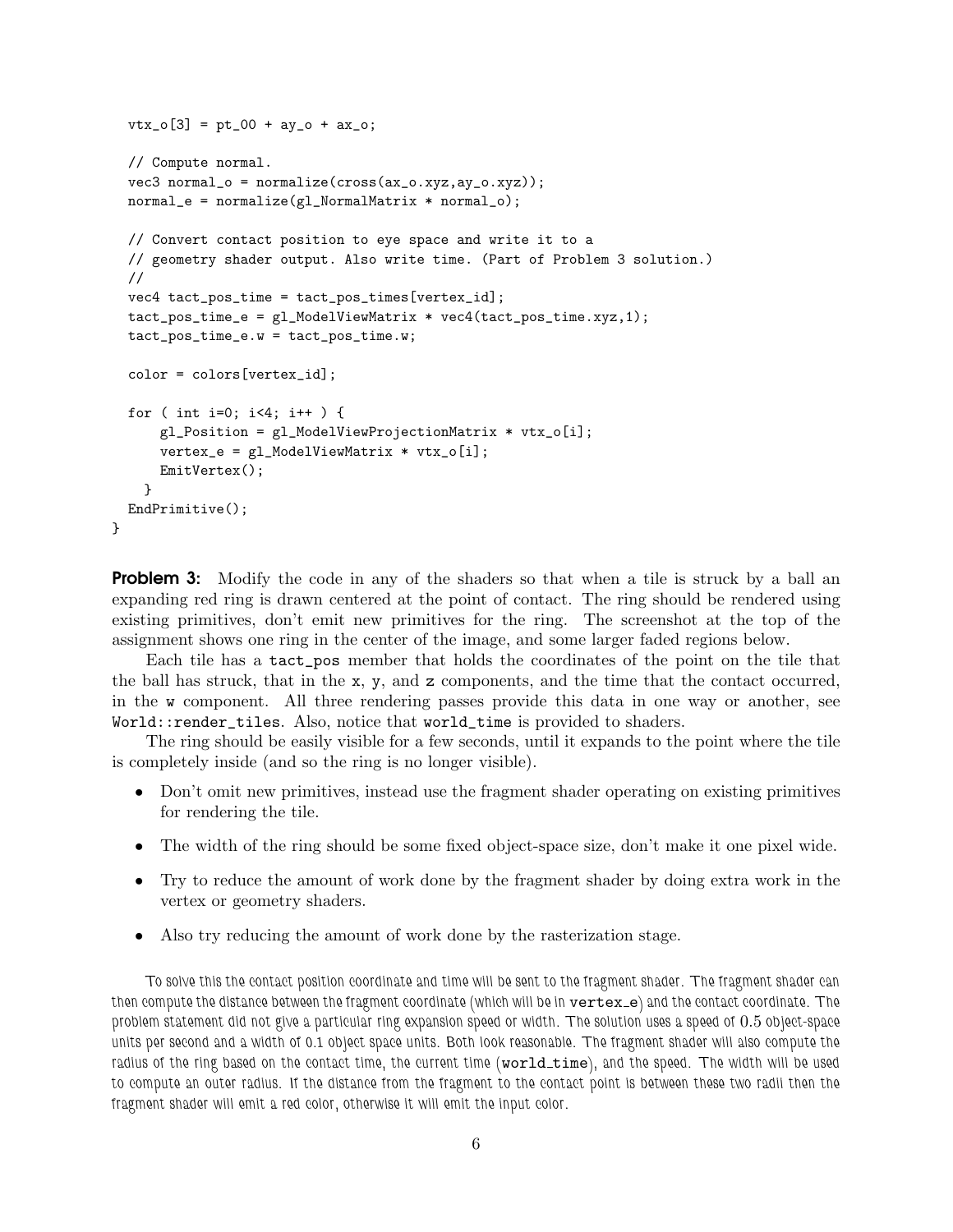```
  vtx_o[3] = pt_00 + ay_o + ax_o;

  // Compute normal.
  vec3 normal_o = normalize(cross(ax_o.xyz,ay_o.xyz));
  normal_e = normalize(gl_NormalMatrix * normal_o);

  // Convert contact position to eye space and write it to a
  // geometry shader output. Also write time. (Part of Problem 3 solution.)
  //
  vec4 tact_pos_time = tact_pos_times[vertex_id];
  tact_pos_time_e = gl_ModelViewMatrix * vec4(tact_pos_time.xyz,1);
  tact_pos_time_e.w = tact_pos_time.w;

  color = colors[vertex_id];

  for ( int i=0; i<4; i++ ) {
      gl_Position = gl_ModelViewProjectionMatrix * vtx_o[i];
      vertex_e = gl_ModelViewMatrix * vtx_o[i];
      EmitVertex();
    }
  EndPrimitive();
}
```

**Problem 3:** Modify the code in any of the shaders so that when a tile is struck by a ball an expanding red ring is drawn centered at the point of contact. The ring should be rendered using existing primitives, don't emit new primitives for the ring. The screenshot at the top of the assignment shows one ring in the center of the image, and some larger faded regions below.

Each tile has a `tact_pos` member that holds the coordinates of the point on the tile that the ball has struck, that in the `x`, `y`, and `z` components, and the time that the contact occurred, in the `w` component. All three rendering passes provide this data in one way or another, see `World::render_tiles`. Also, notice that `world_time` is provided to shaders.

The ring should be easily visible for a few seconds, until it expands to the point where the tile is completely inside (and so the ring is no longer visible).

- Don't omit new primitives, instead use the fragment shader operating on existing primitives for rendering the tile.
- The width of the ring should be some fixed object-space size, don't make it one pixel wide.
- Try to reduce the amount of work done by the fragment shader by doing extra work in the vertex or geometry shaders.
- Also try reducing the amount of work done by the rasterization stage.

*To solve this the contact position coordinate and time will be sent to the fragment shader. The fragment shader can then compute the distance between the fragment coordinate (which will be in `vertex_e`) and the contact coordinate. The problem statement did not give a particular ring expansion speed or width. The solution uses a speed of 0.5 object-space units per second and a width of 0.1 object space units. Both look reasonable. The fragment shader will also compute the radius of the ring based on the contact time, the current time (`world_time`), and the speed. The width will be used to compute an outer radius. If the distance from the fragment to the contact point is between these two radii then the fragment shader will emit a red color, otherwise it will emit the input color.*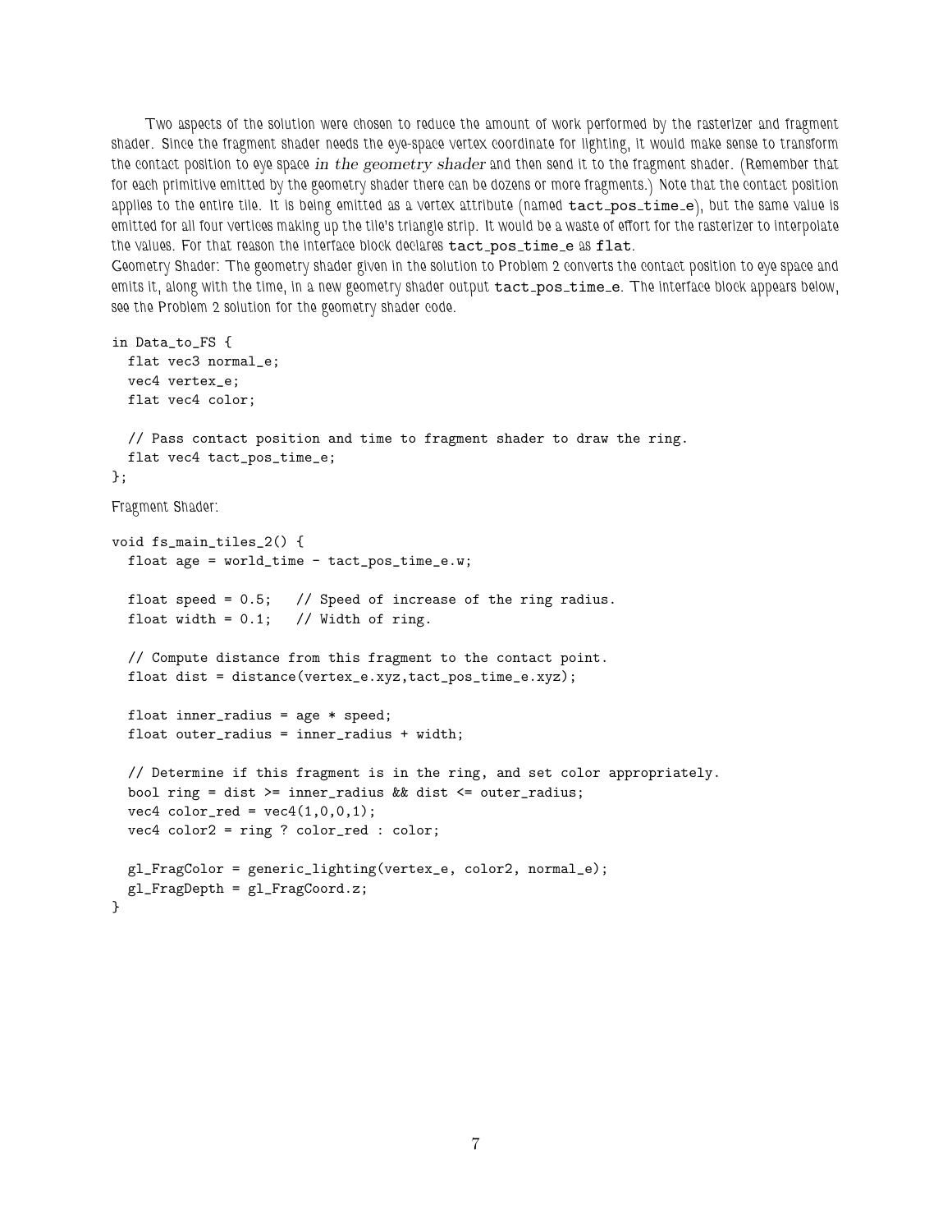Two aspects of the solution were chosen to reduce the amount of work performed by the rasterizer and fragment shader. Since the fragment shader needs the eye-space vertex coordinate for lighting, it would make sense to transform the contact position to eye space *in the geometry shader* and then send it to the fragment shader. (Remember that for each primitive emitted by the geometry shader there can be dozens or more fragments.) Note that the contact position applies to the entire tile. It is being emitted as a vertex attribute (named `tact_pos_time_e`), but the same value is emitted for all four vertices making up the tile's triangle strip. It would be a waste of effort for the rasterizer to interpolate the values. For that reason the interface block declares `tact_pos_time_e` as `flat`.

Geometry Shader: The geometry shader given in the solution to Problem 2 converts the contact position to eye space and emits it, along with the time, in a new geometry shader output `tact_pos_time_e`. The interface block appears below, see the Problem 2 solution for the geometry shader code.

```
in Data_to_FS {
  flat vec3 normal_e;
  vec4 vertex_e;
  flat vec4 color;

  // Pass contact position and time to fragment shader to draw the ring.
  flat vec4 tact_pos_time_e;
};
```

Fragment Shader:

```
void fs_main_tiles_2() {
  float age = world_time - tact_pos_time_e.w;

  float speed = 0.5;   // Speed of increase of the ring radius.
  float width = 0.1;   // Width of ring.

  // Compute distance from this fragment to the contact point.
  float dist = distance(vertex_e.xyz,tact_pos_time_e.xyz);

  float inner_radius = age * speed;
  float outer_radius = inner_radius + width;

  // Determine if this fragment is in the ring, and set color appropriately.
  bool ring = dist >= inner_radius && dist <= outer_radius;
  vec4 color_red = vec4(1,0,0,1);
  vec4 color2 = ring ? color_red : color;

  gl_FragColor = generic_lighting(vertex_e, color2, normal_e);
  gl_FragDepth = gl_FragCoord.z;
}
```